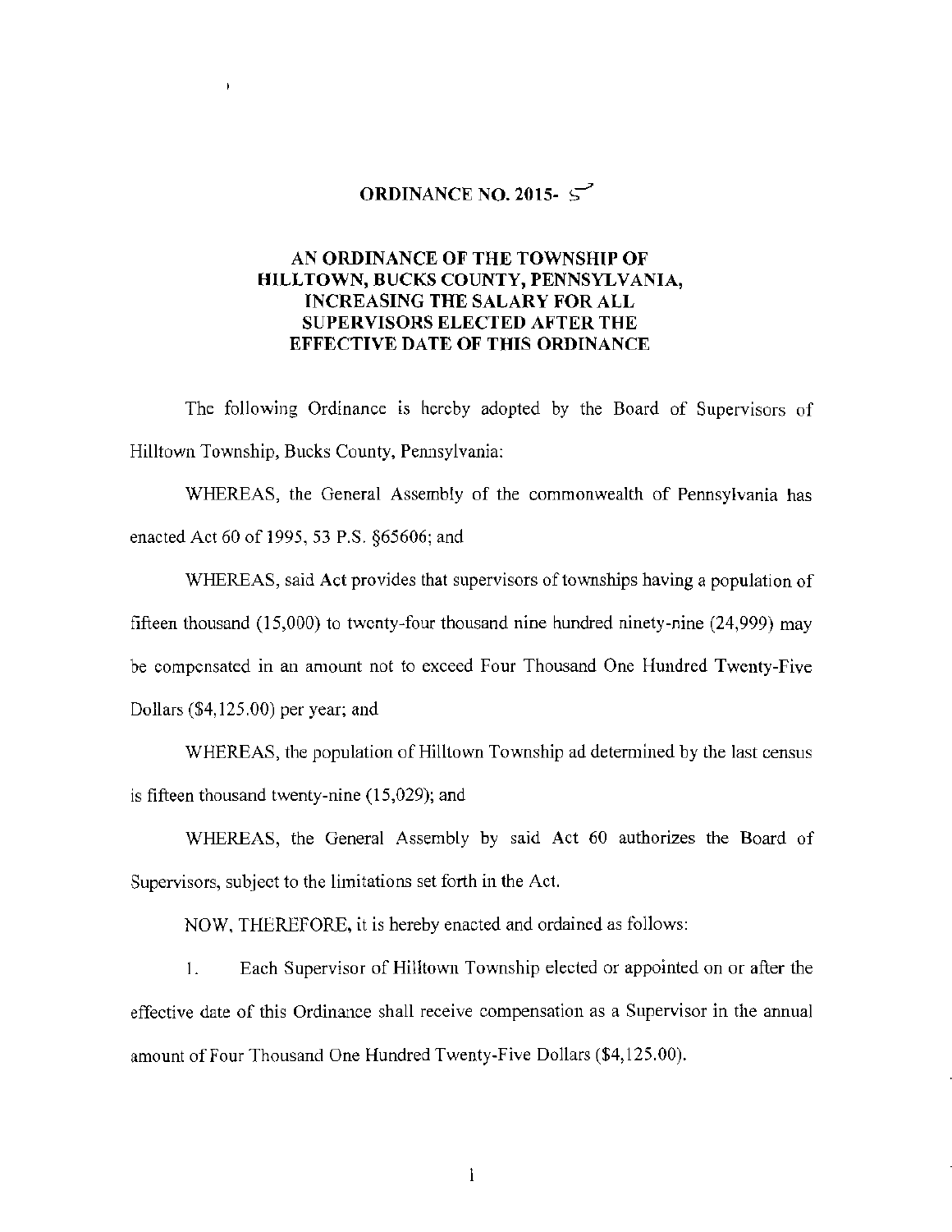# ORDINANCE NO. 2015- 5

## AN ORDINANCE OF THE TOWNSHIP OF HILLTOWN, BUCKS COUNTY, PENNSYLVANIA, INCREASING THE SALARY FOR ALL SUPERVISORS ELECTED AFTER THE EFFECTIVE DATE OF THIS ORDINANCE

The following Ordinance is hereby adopted by the Board of Supervisors of Hilltown Township, Bucks County, Pennsylvania:

WHEREAS, the General Assembly of the commonwealth of Pennsylvania has enacted Act 60 of 1995, 53 P.S. §65606; and

WHEREAS, said Act provides that supervisors of townships having a population of fifteen thousand (15,000) to twenty-four thousand nine hundred ninety-nine (24,999) may be compensated in an amount not to exceed Four Thousand One Hundred Twenty-Five Dollars ($4,125.00) per year; and

WHEREAS, the population of Hilltown Township ad determined by the last census is fifteen thousand twenty-nine (15,029); and

WHEREAS, the General Assembly by said Act 60 authorizes the Board of Supervisors, subject to the limitations set forth in the Act.

NOW, THEREFORE, it is hereby enacted and ordained as follows:

1. Each Supervisor of Hilltown Township elected or appointed on or after the effective date of this Ordinance shall receive compensation as a Supervisor in the annual amount of Four Thousand One Hundred Twenty-Five Dollars ($4,125.00).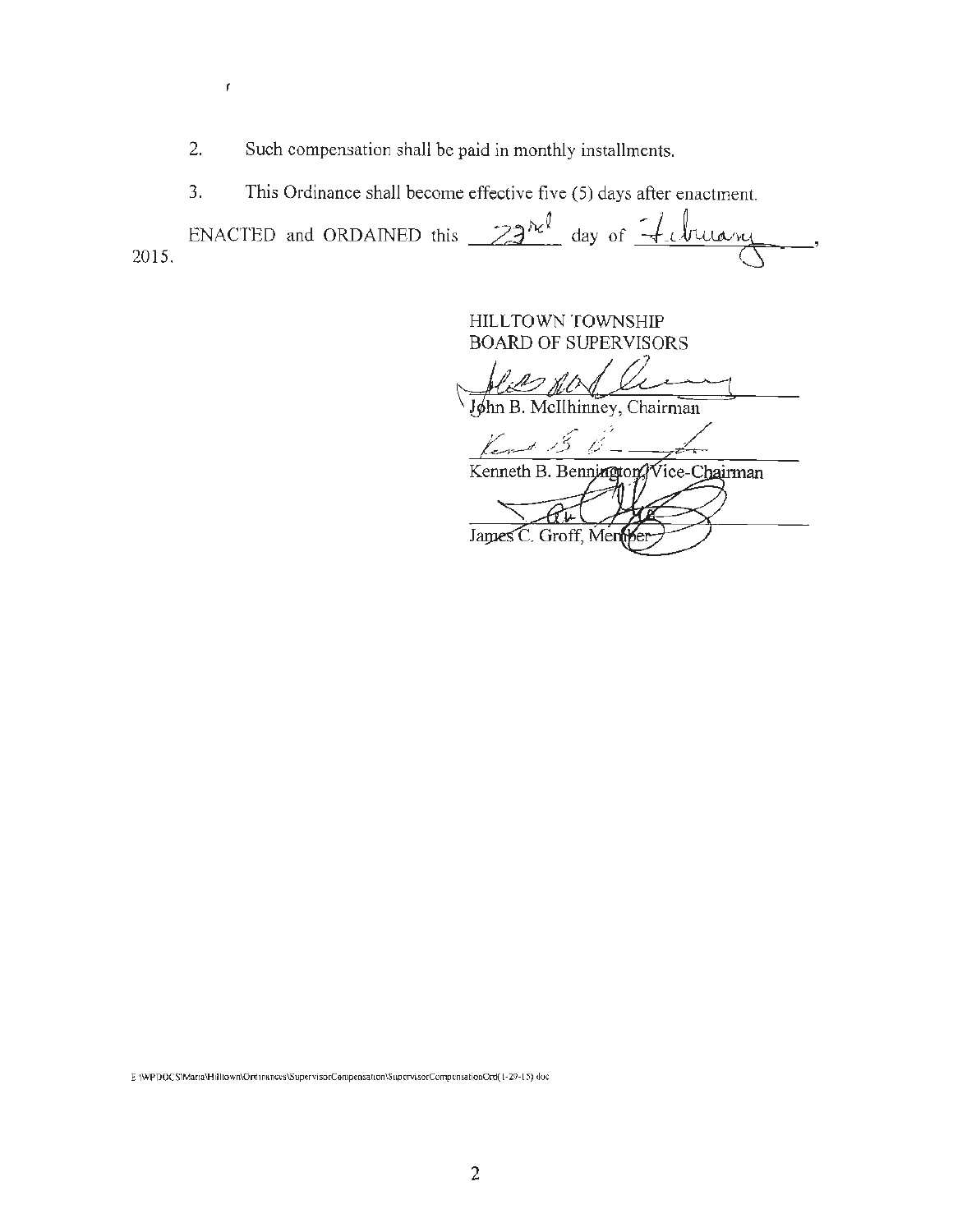2. Such compensation shall be paid in monthly installments.

3. This Ordinance shall become effective five (5) days after enactment.

ENACTED and ORDAINED this 23rd day of February, 2015.

HILLTOWN TOWNSHIP
BOARD OF SUPERVISORS

John B. McIlhinney, Chairman

Kenneth B. Bennington, Vice-Chairman

James C. Groff, Member

E:\WPDOCS\Maria\Hilltown\Ordinances\SupervisorCompensation\SupervisorCompensationOrd(1-29-15).doc